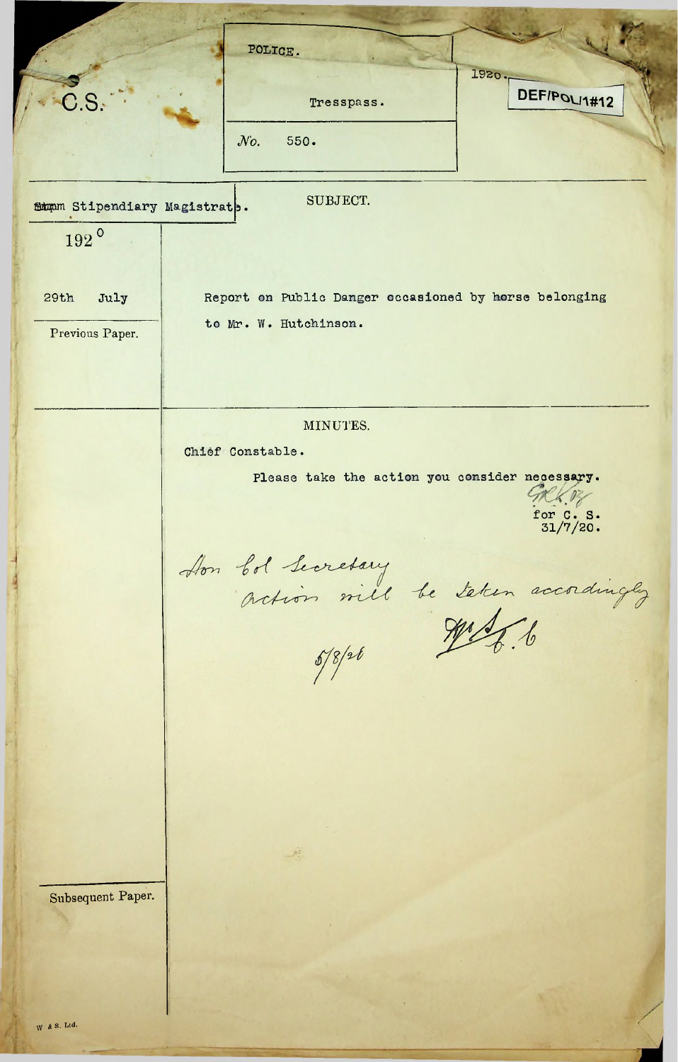C.S.

POLICE.

Tresspass.

No. 550.

1920.

DEF/POL/1#12

From Stipendiary Magistrate.

1920

29th July

Previous Paper.

SUBJECT.

Report on Public Danger occasioned by horse belonging to Mr. W. Hutchinson.

MINUTES.

Chief Constable.

Please take the action you consider necessary.

for C. S.
31/7/20.

Hon Col Secretary
action will be taken accordingly

5/8/20

Subsequent Paper.

W & S. Ltd.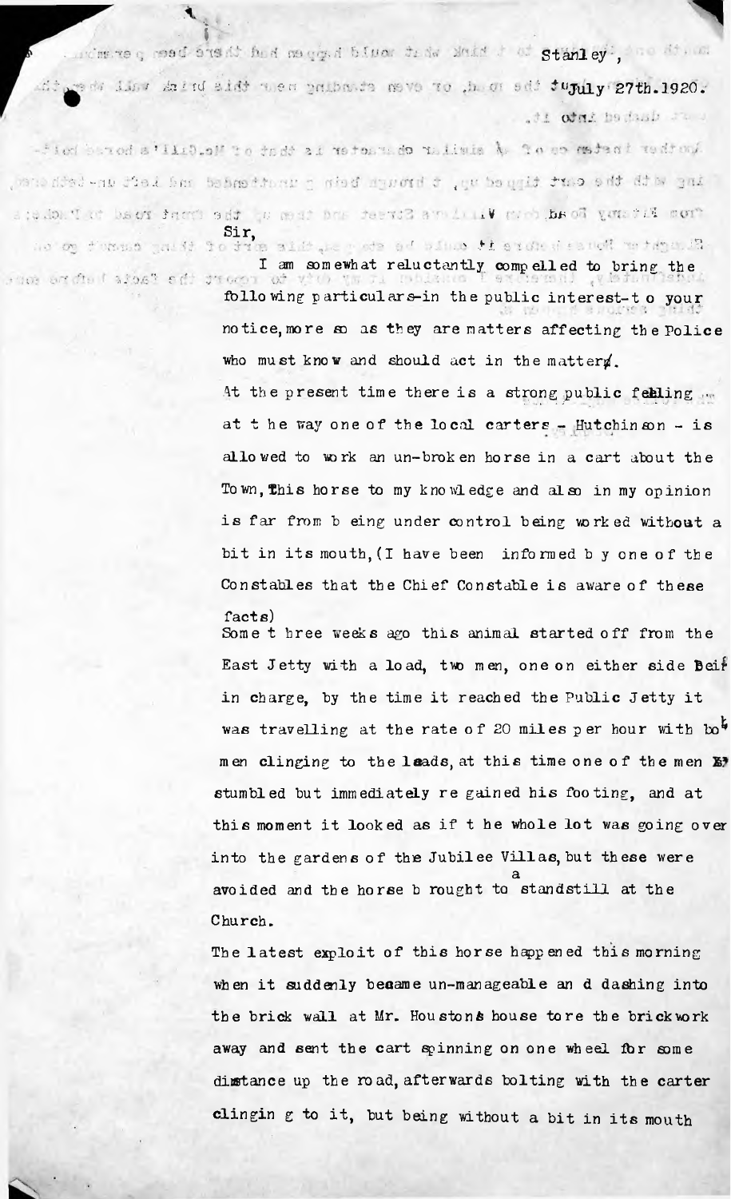Stanley,

July 27th.1920.

Sir,

I am somewhat reluctantly compelled to bring the following particulars-in the public interest-to your notice, more so as they are matters affecting the Police who must know and should act in the matter.

At the present time there is a strong public feeling at the way one of the local carters - Hutchinson - is allowed to work an un-broken horse in a cart about the Town, This horse to my knowledge and also in my opinion is far from being under control being worked without a bit in its mouth, (I have been informed by one of the Constables that the Chief Constable is aware of these facts)

Some three weeks ago this animal started off from the East Jetty with a load, two men, one on either side being in charge, by the time it reached the Public Jetty it was travelling at the rate of 20 miles per hour with both men clinging to the leads, at this time one of the men stumbled but immediately regained his footing, and at this moment it looked as if the whole lot was going over into the gardens of the Jubilee Villas, but these were avoided and the horse brought to a standstill at the Church.

The latest exploit of this horse happened this morning when it suddenly became un-manageable and dashing into the brick wall at Mr. Houstons house tore the brickwork away and sent the cart spinning on one wheel for some distance up the road, afterwards bolting with the carter clinging to it, but being without a bit in its mouth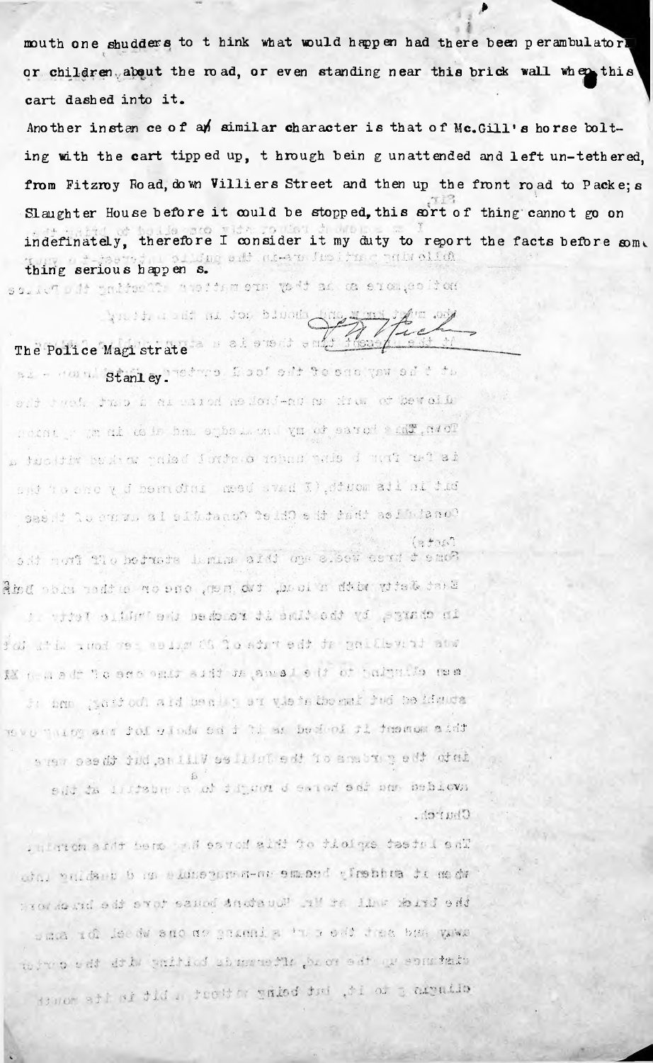mouth one shudders to think what would happen had there been perambulators or children about the road, or even standing near this brick wall when this cart dashed into it.

Another instance of a similar character is that of Mc.Gill's horse bolting with the cart tipped up, through being unattended and left un-tethered, from Fitzroy Road, down Villiers Street and then up the front road to Packe;s Slaughter House before it could be stopped, this sort of thing cannot go on indefinately, therefore I consider it my duty to report the facts before something serious happens.

[signature]

The Police Magistrate

Stanley.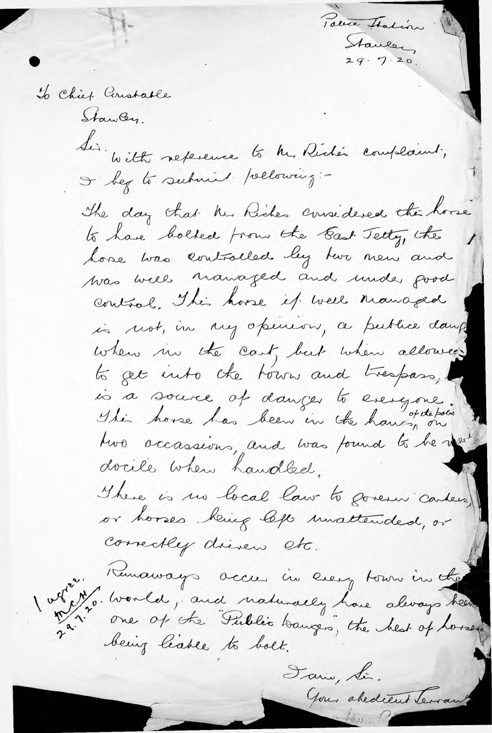Police Station
Stanley
29. 7. 20.

To Chief Constable
Stanley.

Sir. With reference to Mr Riches complaint, I beg to submit following:-

The day that Mr Riches considered the horse to have bolted from the East Jetty, the horse was controlled by two men and was well managed and under good control. This horse if well managed is not, in my opinion, a public dang[er] when in the cart, but when allowed to get into the town and trespass, [it] is a source of danger to everyone. This horse has been in the hands of the police on two occassions, and was found to be ver[y] docile when handled.

There is no local law to govern carters, or horses being left unattended, or correctly driven etc.

Runaways occur in every town in the world, and naturally have always been one of the "Public Dangers", the best of horses being liable to bolt.

I agree.
McH
29.7.20.

I am, Sir.
Your obedient Servant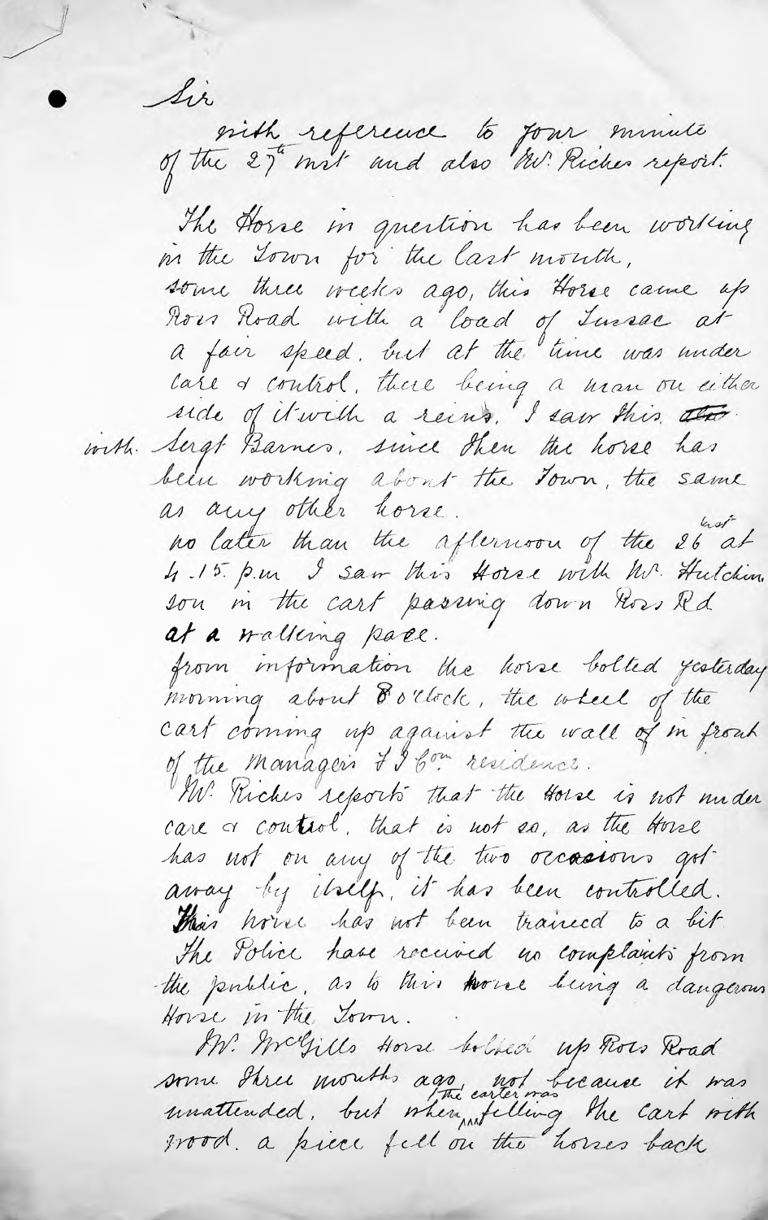Sir

with reference to your minute of the 27th inst and also Mr. Riches report.

The Horse in question has been working in the Town for the last month, some three weeks ago, this Horse came up Ross Road with a load of Tussac at a fair speed, but at the time was under care & control, there being a man on either side of it with a reins. I saw this with Sergt Barnes, since then the horse has been working about the Town, the same as any other horse.

no later than the afternoon of the 26 inst at 4.15. p.m I saw this Horse with Mr. Hutchinson in the cart passing down Ross Rd at a walking pace.

from information the horse bolted yesterday morning about 8 o'clock, the wheel of the cart coming up against the wall of in front of the Managers F I Co^m residence.

Mr. Riches reports that the Horse is not under care & control, that is not so, as the Horse has not on any of the two occasions got away by itself, it has been controlled. This horse has not been trained to a bit.

The Police have received no complaints from the public, as to this horse being a dangerous Horse in the Town.

J.W. McGills Horse bolted up Ross Road some three months ago, not because it was unattended, but when the carter was filling the cart with wood. a piece fell on the horses back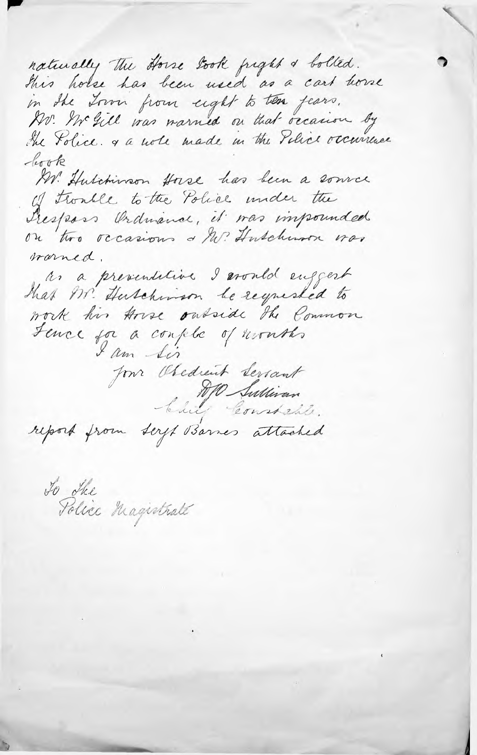naturally the Horse took fright & bolted. This horse has been used as a cart horse in the Town from eight to ten years. Mr. McGill was warned on that occasion by the Police. & a note made in the Police occurrence book

Mr. Hutchinson Horse has been a source of trouble to the Police under the Trespass Ordinance, it was impounded on two occasions & Mr. Hutchinson was warned.

As a preventitive I would suggest that Mr. Hutchinson be requested to work his Horse outside the Common Fence for a couple of months

I am Sir

Your Obedient Servant

D.J.O. Sullivan

Chief Constable.

report from Sergt Barnes attached

To the

Police Magistrate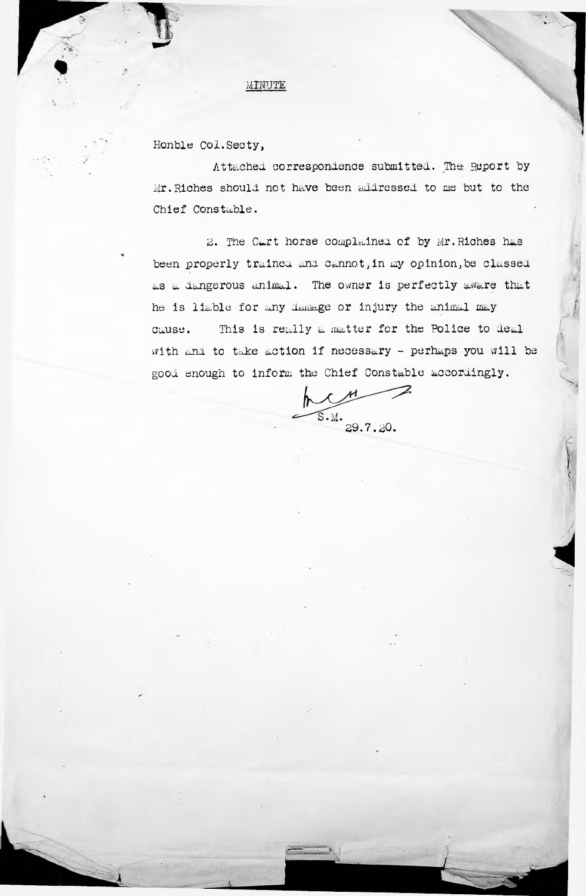MINUTE

Honble Col.Secty,

Attached correspondence submitted. The Report by Mr.Riches should not have been addressed to me but to the Chief Constable.

2. The Cart horse complained of by Mr.Riches has been properly trained and cannot,in my opinion,be classed as a dangerous animal. The owner is perfectly aware that he is liable for any damage or injury the animal may cause. This is really a matter for the Police to deal with and to take action if necessary - perhaps you will be good enough to inform the Chief Constable accordingly.

S.M.
29.7.20.